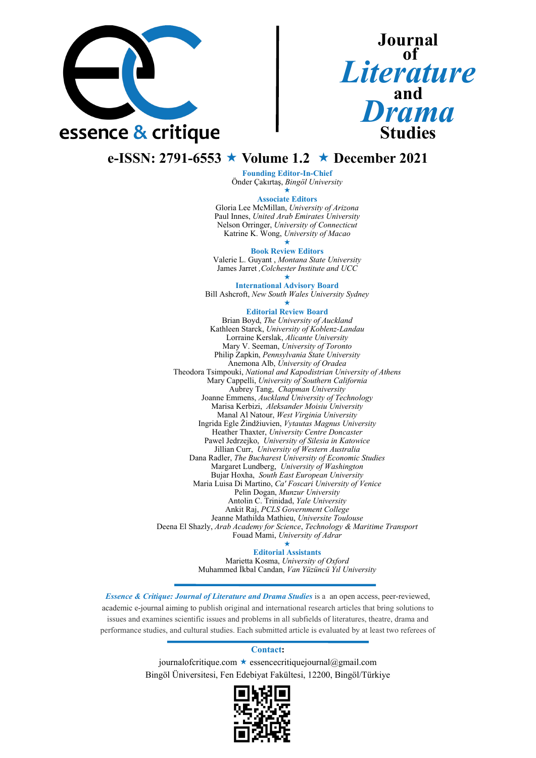# essence & critique

# Journal of *Literature* and *Drama* Studies

## e-ISSN: 2791-6553 ★ Volume 1.2 ★ December 2021

**Founding Editor-In-Chief**
Önder Çakırtaş, *Bingöl University*

★

**Associate Editors**
Gloria Lee McMillan, *University of Arizona*
Paul Innes, *United Arab Emirates University*
Nelson Orringer, *University of Connecticut*
Katrine K. Wong, *University of Macao*

★

**Book Review Editors**
Valerie L. Guyant , *Montana State University*
James Jarret ,*Colchester Institute and UCC*

★

**International Advisory Board**
Bill Ashcroft, *New South Wales University Sydney*

★

**Editorial Review Board**
Brian Boyd, *The University of Auckland*
Kathleen Starck, *University of Koblenz-Landau*
Lorraine Kerslak, *Alicante University*
Mary V. Seeman, *University of Toronto*
Philip Zapkin, *Pennsylvania State University*
Anemona Alb, *University of Oradea*
Theodora Tsimpouki, *National and Kapodistrian University of Athens*
Mary Cappelli, *University of Southern California*
Aubrey Tang, *Chapman University*
Joanne Emmens, *Auckland University of Technology*
Marisa Kerbizi, *Aleksander Moisiu University*
Manal Al Natour, *West Virginia University*
Ingrida Egle Žindžiuvien, *Vytautas Magnus University*
Heather Thaxter, *University Centre Doncaster*
Pawel Jedrzejko, *University of Silesia in Katowice*
Jillian Curr, *University of Western Australia*
Dana Radler, *The Bucharest University of Economic Studies*
Margaret Lundberg, *University of Washington*
Bujar Hoxha, *South East European University*
Maria Luisa Di Martino, *Ca' Foscari University of Venice*
Pelin Dogan, *Munzur University*
Antolin C. Trinidad, *Yale University*
Ankit Raj, *PCLS Government College*
Jeanne Mathilda Mathieu, *Universite Toulouse*
Deena El Shazly, *Arab Academy for Science, Technology & Maritime Transport*
Fouad Mami, *University of Adrar*

★

**Editorial Assistants**
Marietta Kosma, *University of Oxford*
Muhammed İkbal Candan, *Van Yüzüncü Yıl University*

---

***Essence & Critique: Journal of Literature and Drama Studies*** is a an open access, peer-reviewed, academic e-journal aiming to publish original and international research articles that bring solutions to issues and examines scientific issues and problems in all subfields of literatures, theatre, drama and performance studies, and cultural studies. Each submitted article is evaluated by at least two referees of

---

**Contact:**

journalofcritique.com ★ essencecritiquejournal@gmail.com
Bingöl Üniversitesi, Fen Edebiyat Fakültesi, 12200, Bingöl/Türkiye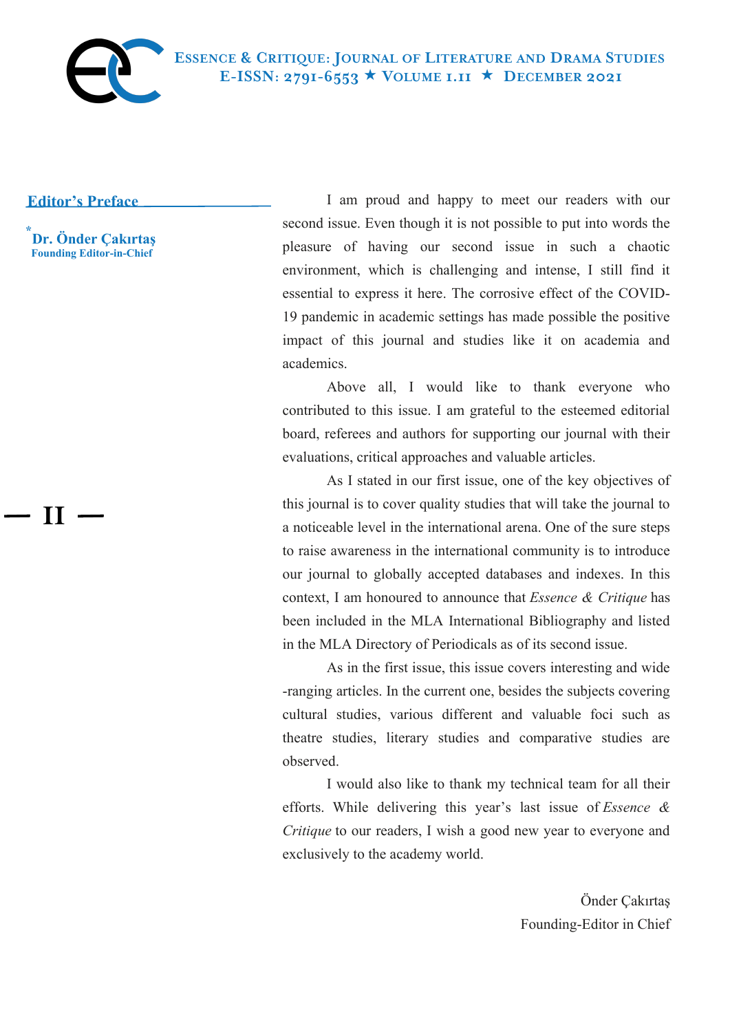## Editor's Preface

*Dr. Önder Çakırtaş
Founding Editor-in-Chief

I am proud and happy to meet our readers with our second issue. Even though it is not possible to put into words the pleasure of having our second issue in such a chaotic environment, which is challenging and intense, I still find it essential to express it here. The corrosive effect of the COVID-19 pandemic in academic settings has made possible the positive impact of this journal and studies like it on academia and academics.

Above all, I would like to thank everyone who contributed to this issue. I am grateful to the esteemed editorial board, referees and authors for supporting our journal with their evaluations, critical approaches and valuable articles.

As I stated in our first issue, one of the key objectives of this journal is to cover quality studies that will take the journal to a noticeable level in the international arena. One of the sure steps to raise awareness in the international community is to introduce our journal to globally accepted databases and indexes. In this context, I am honoured to announce that *Essence & Critique* has been included in the MLA International Bibliography and listed in the MLA Directory of Periodicals as of its second issue.

As in the first issue, this issue covers interesting and wide -ranging articles. In the current one, besides the subjects covering cultural studies, various different and valuable foci such as theatre studies, literary studies and comparative studies are observed.

I would also like to thank my technical team for all their efforts. While delivering this year's last issue of *Essence & Critique* to our readers, I wish a good new year to everyone and exclusively to the academy world.

Önder Çakırtaş
Founding-Editor in Chief